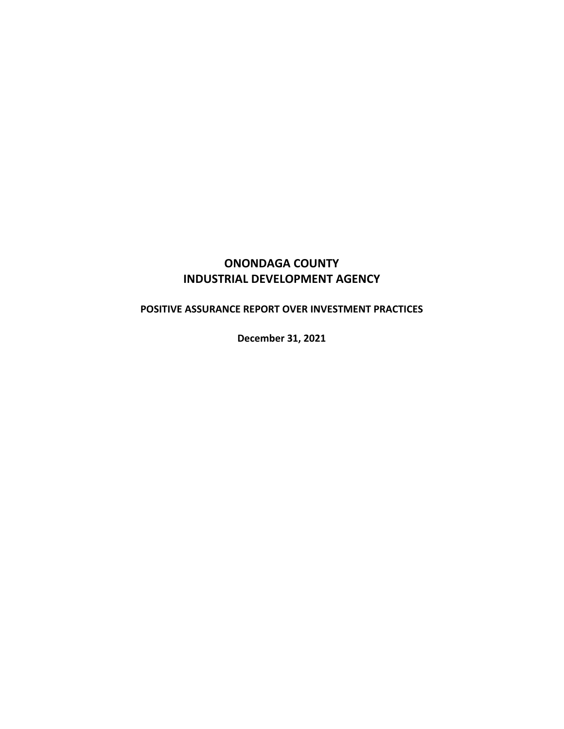# ONONDAGA COUNTY
# INDUSTRIAL DEVELOPMENT AGENCY

## POSITIVE ASSURANCE REPORT OVER INVESTMENT PRACTICES

**December 31, 2021**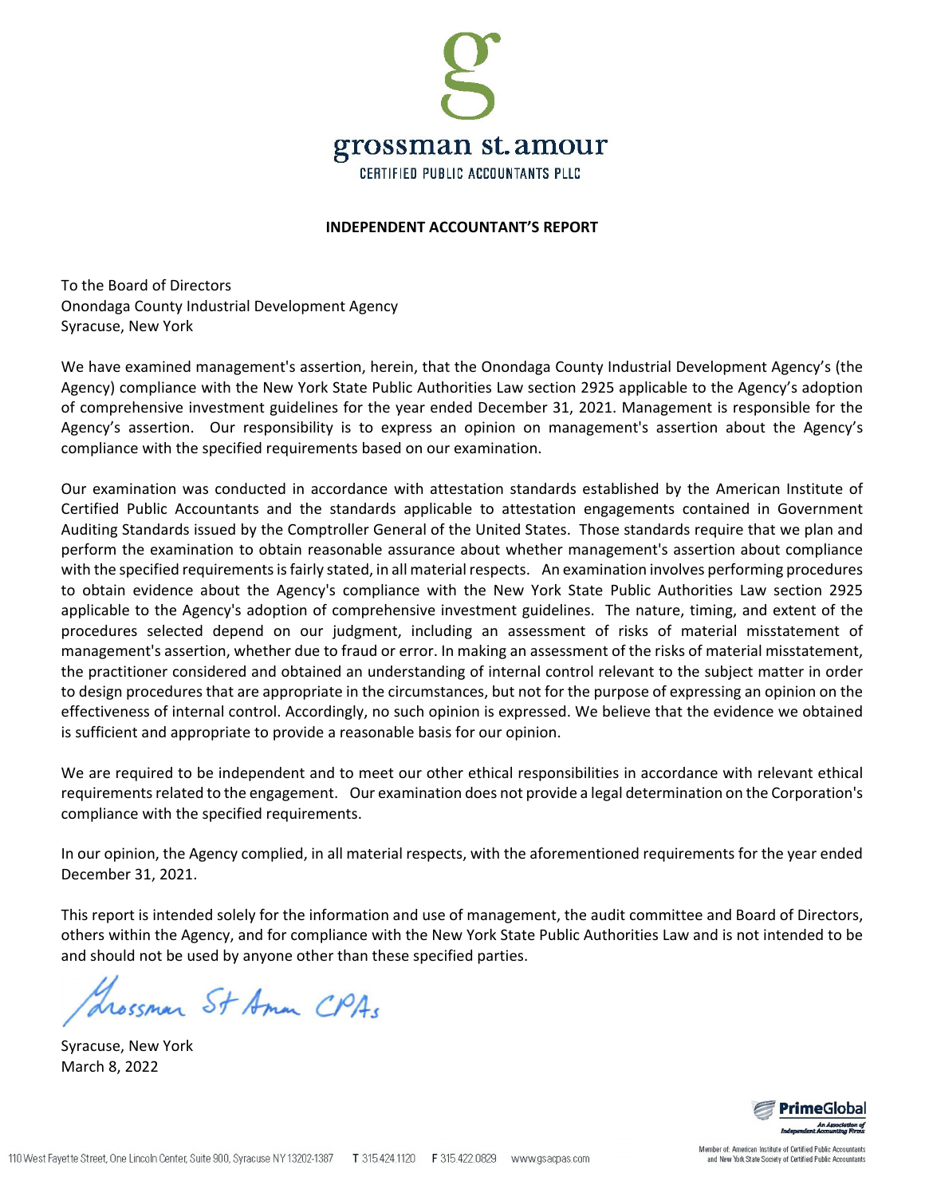grossman st. amour
CERTIFIED PUBLIC ACCOUNTANTS PLLC

**INDEPENDENT ACCOUNTANT'S REPORT**

To the Board of Directors
Onondaga County Industrial Development Agency
Syracuse, New York

We have examined management's assertion, herein, that the Onondaga County Industrial Development Agency's (the Agency) compliance with the New York State Public Authorities Law section 2925 applicable to the Agency's adoption of comprehensive investment guidelines for the year ended December 31, 2021. Management is responsible for the Agency's assertion. Our responsibility is to express an opinion on management's assertion about the Agency's compliance with the specified requirements based on our examination.

Our examination was conducted in accordance with attestation standards established by the American Institute of Certified Public Accountants and the standards applicable to attestation engagements contained in Government Auditing Standards issued by the Comptroller General of the United States. Those standards require that we plan and perform the examination to obtain reasonable assurance about whether management's assertion about compliance with the specified requirements is fairly stated, in all material respects. An examination involves performing procedures to obtain evidence about the Agency's compliance with the New York State Public Authorities Law section 2925 applicable to the Agency's adoption of comprehensive investment guidelines. The nature, timing, and extent of the procedures selected depend on our judgment, including an assessment of risks of material misstatement of management's assertion, whether due to fraud or error. In making an assessment of the risks of material misstatement, the practitioner considered and obtained an understanding of internal control relevant to the subject matter in order to design procedures that are appropriate in the circumstances, but not for the purpose of expressing an opinion on the effectiveness of internal control. Accordingly, no such opinion is expressed. We believe that the evidence we obtained is sufficient and appropriate to provide a reasonable basis for our opinion.

We are required to be independent and to meet our other ethical responsibilities in accordance with relevant ethical requirements related to the engagement. Our examination does not provide a legal determination on the Corporation's compliance with the specified requirements.

In our opinion, the Agency complied, in all material respects, with the aforementioned requirements for the year ended December 31, 2021.

This report is intended solely for the information and use of management, the audit committee and Board of Directors, others within the Agency, and for compliance with the New York State Public Authorities Law and is not intended to be and should not be used by anyone other than these specified parties.

Grossman St Amour CPAs

Syracuse, New York
March 8, 2022

110 West Fayette Street, One Lincoln Center, Suite 900, Syracuse NY 13202-1387 T 315.424.1120 F 315.422.0829 www.gsacpas.com

PrimeGlobal — An Association of Independent Accounting Firms

Member of: American Institute of Certified Public Accountants and New York State Society of Certified Public Accountants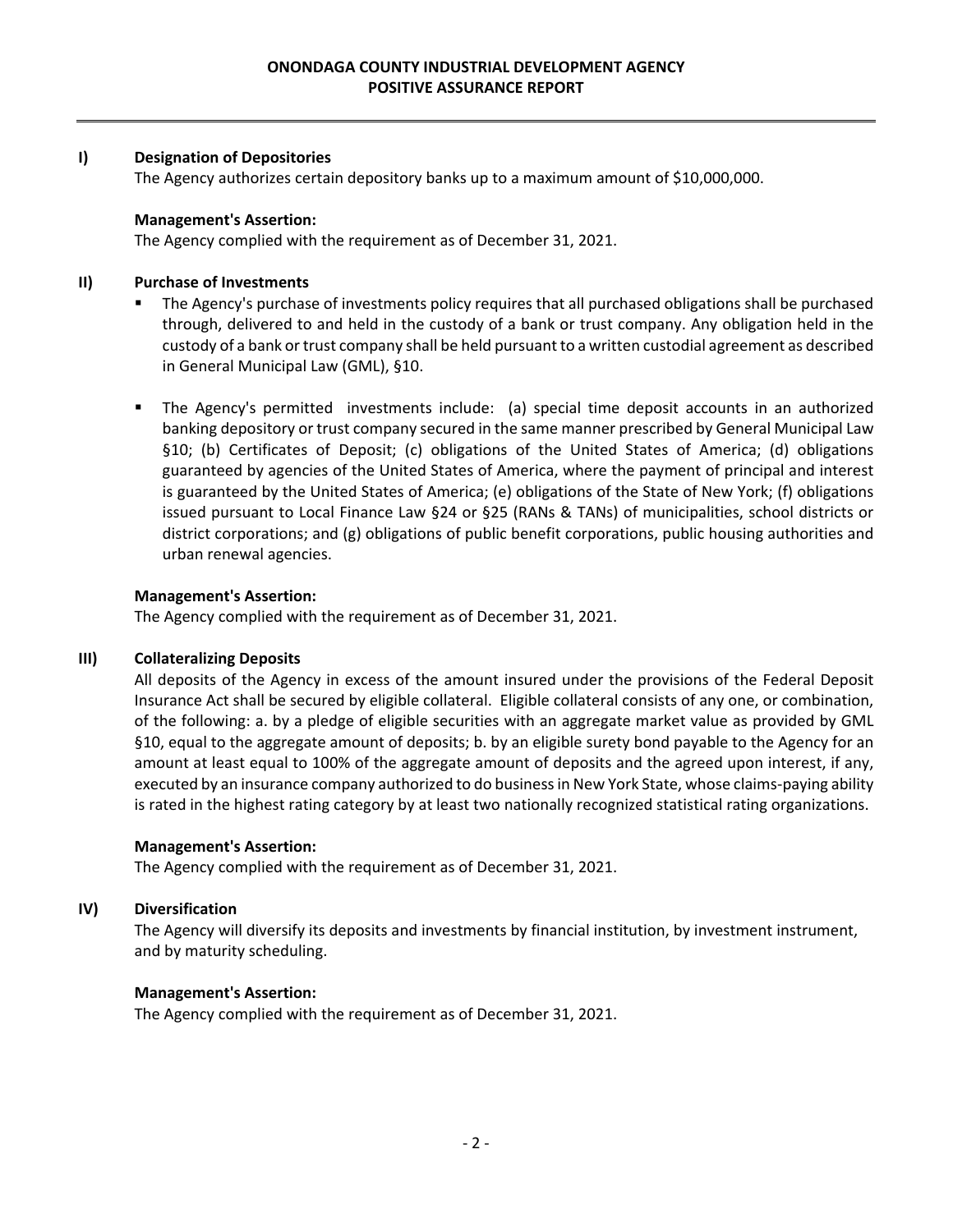# ONONDAGA COUNTY INDUSTRIAL DEVELOPMENT AGENCY
## POSITIVE ASSURANCE REPORT

### I) Designation of Depositories

The Agency authorizes certain depository banks up to a maximum amount of $10,000,000.

**Management's Assertion:**
The Agency complied with the requirement as of December 31, 2021.

### II) Purchase of Investments

- The Agency's purchase of investments policy requires that all purchased obligations shall be purchased through, delivered to and held in the custody of a bank or trust company. Any obligation held in the custody of a bank or trust company shall be held pursuant to a written custodial agreement as described in General Municipal Law (GML), §10.

- The Agency's permitted investments include: (a) special time deposit accounts in an authorized banking depository or trust company secured in the same manner prescribed by General Municipal Law §10; (b) Certificates of Deposit; (c) obligations of the United States of America; (d) obligations guaranteed by agencies of the United States of America, where the payment of principal and interest is guaranteed by the United States of America; (e) obligations of the State of New York; (f) obligations issued pursuant to Local Finance Law §24 or §25 (RANs & TANs) of municipalities, school districts or district corporations; and (g) obligations of public benefit corporations, public housing authorities and urban renewal agencies.

**Management's Assertion:**
The Agency complied with the requirement as of December 31, 2021.

### III) Collateralizing Deposits

All deposits of the Agency in excess of the amount insured under the provisions of the Federal Deposit Insurance Act shall be secured by eligible collateral. Eligible collateral consists of any one, or combination, of the following: a. by a pledge of eligible securities with an aggregate market value as provided by GML §10, equal to the aggregate amount of deposits; b. by an eligible surety bond payable to the Agency for an amount at least equal to 100% of the aggregate amount of deposits and the agreed upon interest, if any, executed by an insurance company authorized to do business in New York State, whose claims-paying ability is rated in the highest rating category by at least two nationally recognized statistical rating organizations.

**Management's Assertion:**
The Agency complied with the requirement as of December 31, 2021.

### IV) Diversification

The Agency will diversify its deposits and investments by financial institution, by investment instrument, and by maturity scheduling.

**Management's Assertion:**
The Agency complied with the requirement as of December 31, 2021.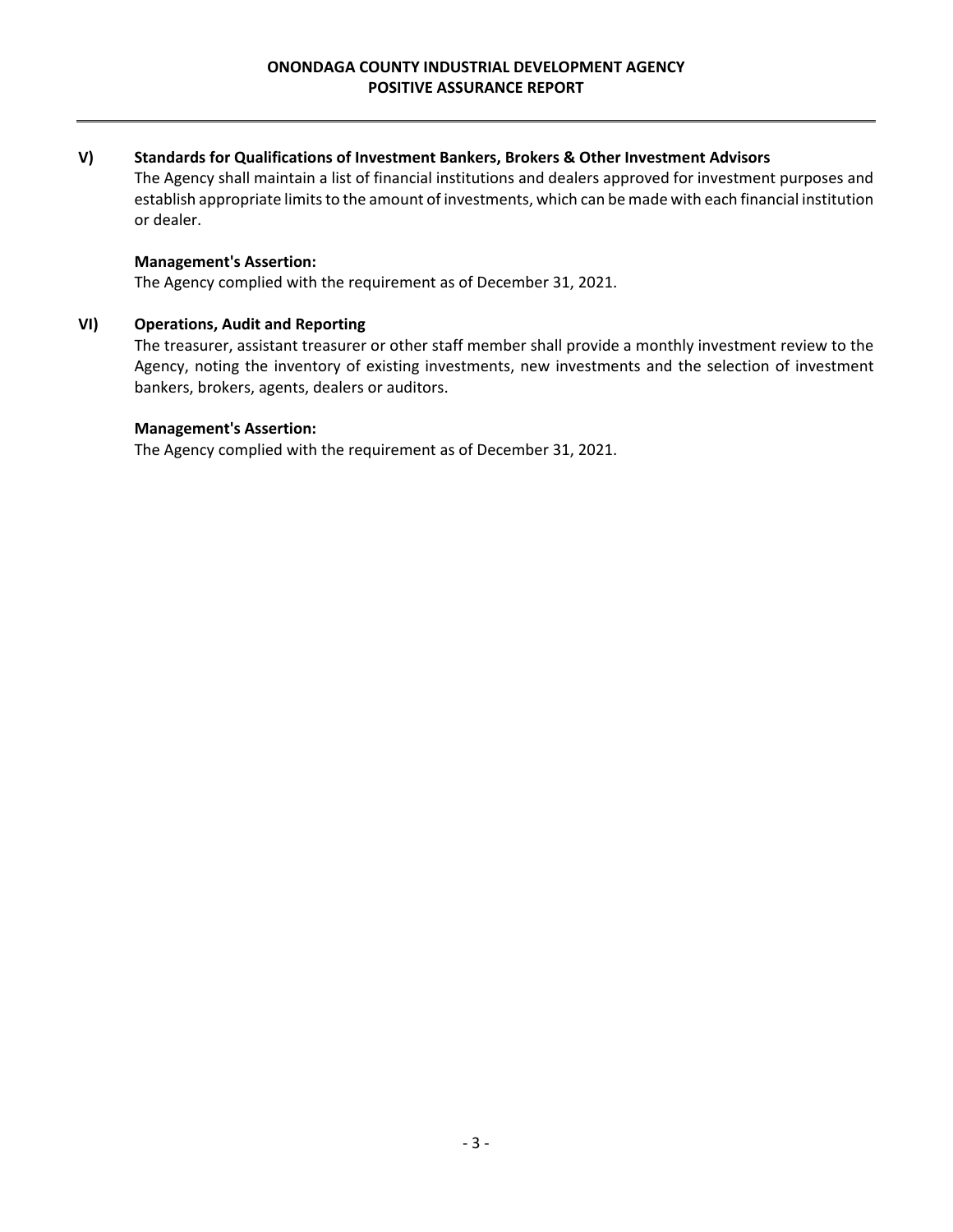## V) Standards for Qualifications of Investment Bankers, Brokers & Other Investment Advisors

The Agency shall maintain a list of financial institutions and dealers approved for investment purposes and establish appropriate limits to the amount of investments, which can be made with each financial institution or dealer.

**Management's Assertion:**

The Agency complied with the requirement as of December 31, 2021.

## VI) Operations, Audit and Reporting

The treasurer, assistant treasurer or other staff member shall provide a monthly investment review to the Agency, noting the inventory of existing investments, new investments and the selection of investment bankers, brokers, agents, dealers or auditors.

**Management's Assertion:**

The Agency complied with the requirement as of December 31, 2021.